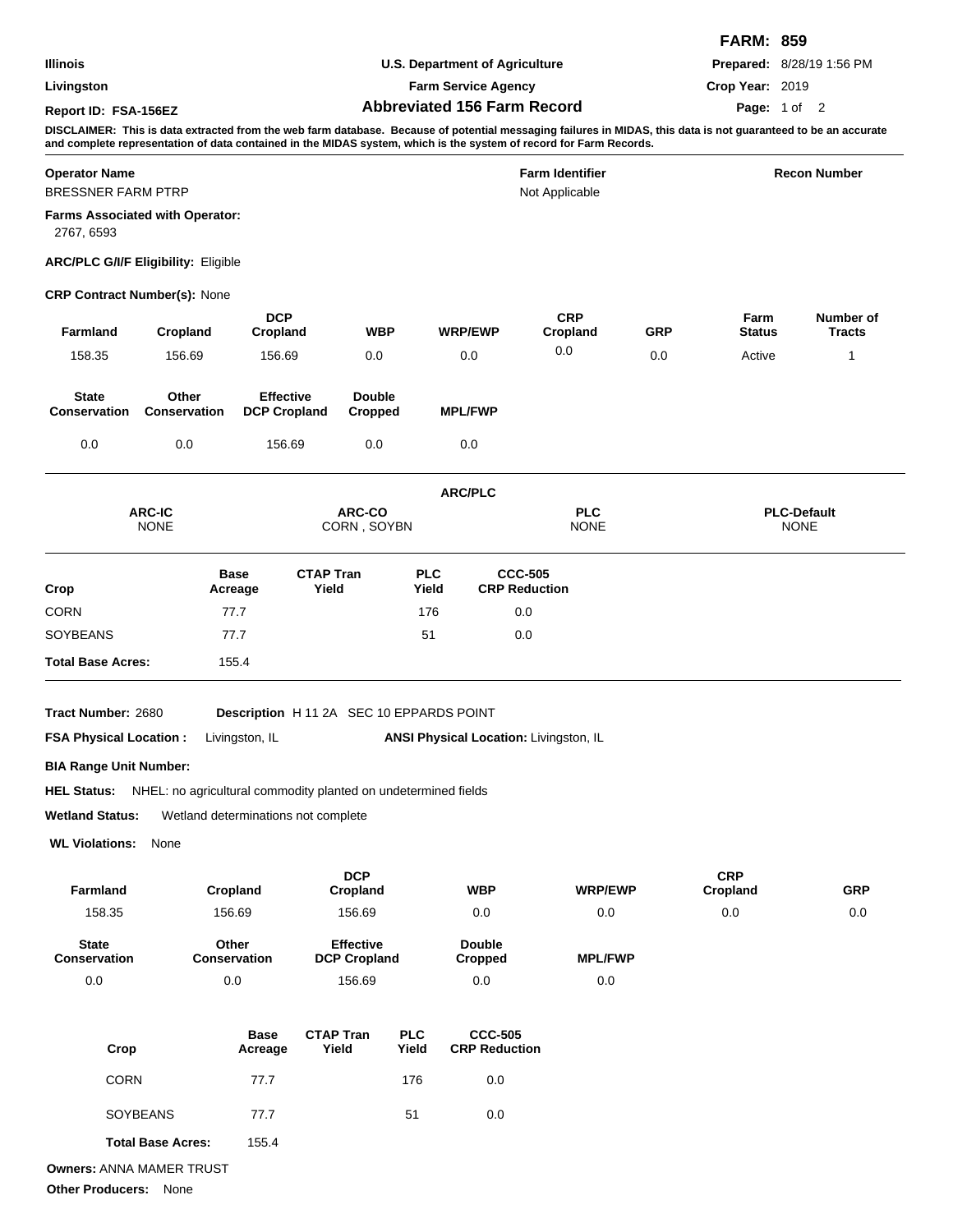**FARM: 859**

| | | |
|---|---|---|
| **Illinois** | **U.S. Department of Agriculture** | **Prepared:** 8/28/19 1:56 PM |
| **Livingston** | **Farm Service Agency** | **Crop Year:** 2019 |
| **Report ID: FSA-156EZ** | **Abbreviated 156 Farm Record** | |

**DISCLAIMER: This is data extracted from the web farm database. Because of potential messaging failures in MIDAS, this data is not guaranteed to be an accurate and complete representation of data contained in the MIDAS system, which is the system of record for Farm Records.**

| **Operator Name** | **Farm Identifier** | **Recon Number** |
|---|---|---|
| BRESSNER FARM PTRP | Not Applicable | |

**Farms Associated with Operator:**
2767, 6593

**ARC/PLC G/I/F Eligibility:** Eligible

**CRP Contract Number(s):** None

| Farmland | Cropland | DCP Cropland | WBP | WRP/EWP | CRP Cropland | GRP | Farm Status | Number of Tracts |
|---|---|---|---|---|---|---|---|---|
| 158.35 | 156.69 | 156.69 | 0.0 | 0.0 | 0.0 | 0.0 | Active | 1 |

| State Conservation | Other Conservation | Effective DCP Cropland | Double Cropped | MPL/FWP |
|---|---|---|---|---|
| 0.0 | 0.0 | 156.69 | 0.0 | 0.0 |

## ARC/PLC

| ARC-IC | ARC-CO | PLC | PLC-Default |
|---|---|---|---|
| NONE | CORN , SOYBN | NONE | NONE |

| Crop | Base Acreage | CTAP Tran Yield | PLC Yield | CCC-505 CRP Reduction |
|---|---|---|---|---|
| CORN | 77.7 | | 176 | 0.0 |
| SOYBEANS | 77.7 | | 51 | 0.0 |
| **Total Base Acres:** | 155.4 | | | |

**Tract Number:** 2680 **Description** H 11 2A SEC 10 EPPARDS POINT

**FSA Physical Location :** Livingston, IL **ANSI Physical Location:** Livingston, IL

**BIA Range Unit Number:**

**HEL Status:** NHEL: no agricultural commodity planted on undetermined fields

**Wetland Status:** Wetland determinations not complete

**WL Violations:** None

| Farmland | Cropland | DCP Cropland | WBP | WRP/EWP | CRP Cropland | GRP |
|---|---|---|---|---|---|---|
| 158.35 | 156.69 | 156.69 | 0.0 | 0.0 | 0.0 | 0.0 |

| State Conservation | Other Conservation | Effective DCP Cropland | Double Cropped | MPL/FWP |
|---|---|---|---|---|
| 0.0 | 0.0 | 156.69 | 0.0 | 0.0 |

| Crop | Base Acreage | CTAP Tran Yield | PLC Yield | CCC-505 CRP Reduction |
|---|---|---|---|---|
| CORN | 77.7 | | 176 | 0.0 |
| SOYBEANS | 77.7 | | 51 | 0.0 |
| **Total Base Acres:** | 155.4 | | | |

**Owners:** ANNA MAMER TRUST

**Other Producers:** None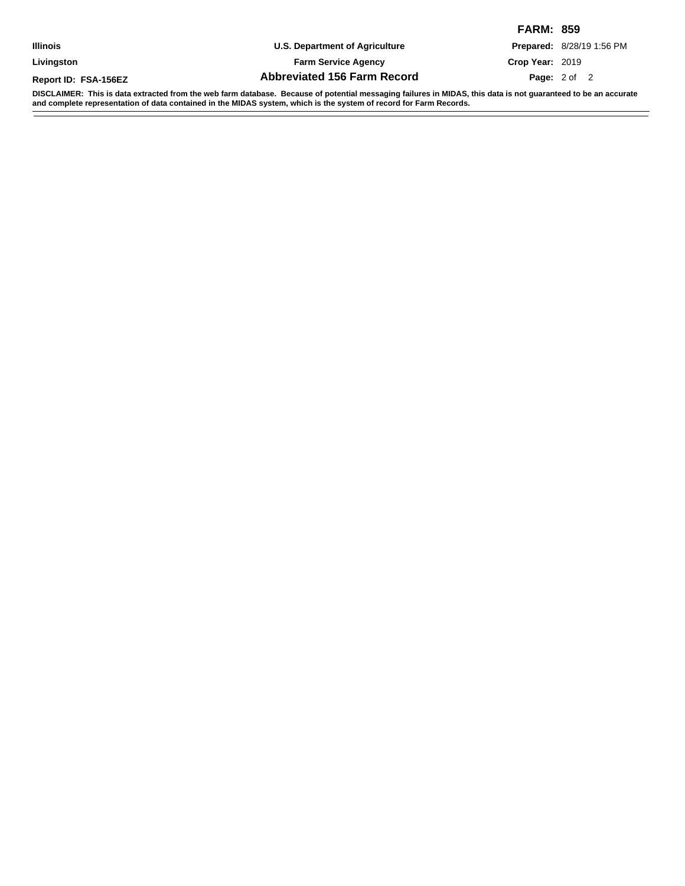**FARM: 859**

| | | |
|---|---|---|
| **Illinois** | **U.S. Department of Agriculture** | **Prepared:** 8/28/19 1:56 PM |
| **Livingston** | **Farm Service Agency** | **Crop Year:** 2019 |
| **Report ID: FSA-156EZ** | **Abbreviated 156 Farm Record** | |

**DISCLAIMER: This is data extracted from the web farm database. Because of potential messaging failures in MIDAS, this data is not guaranteed to be an accurate and complete representation of data contained in the MIDAS system, which is the system of record for Farm Records.**